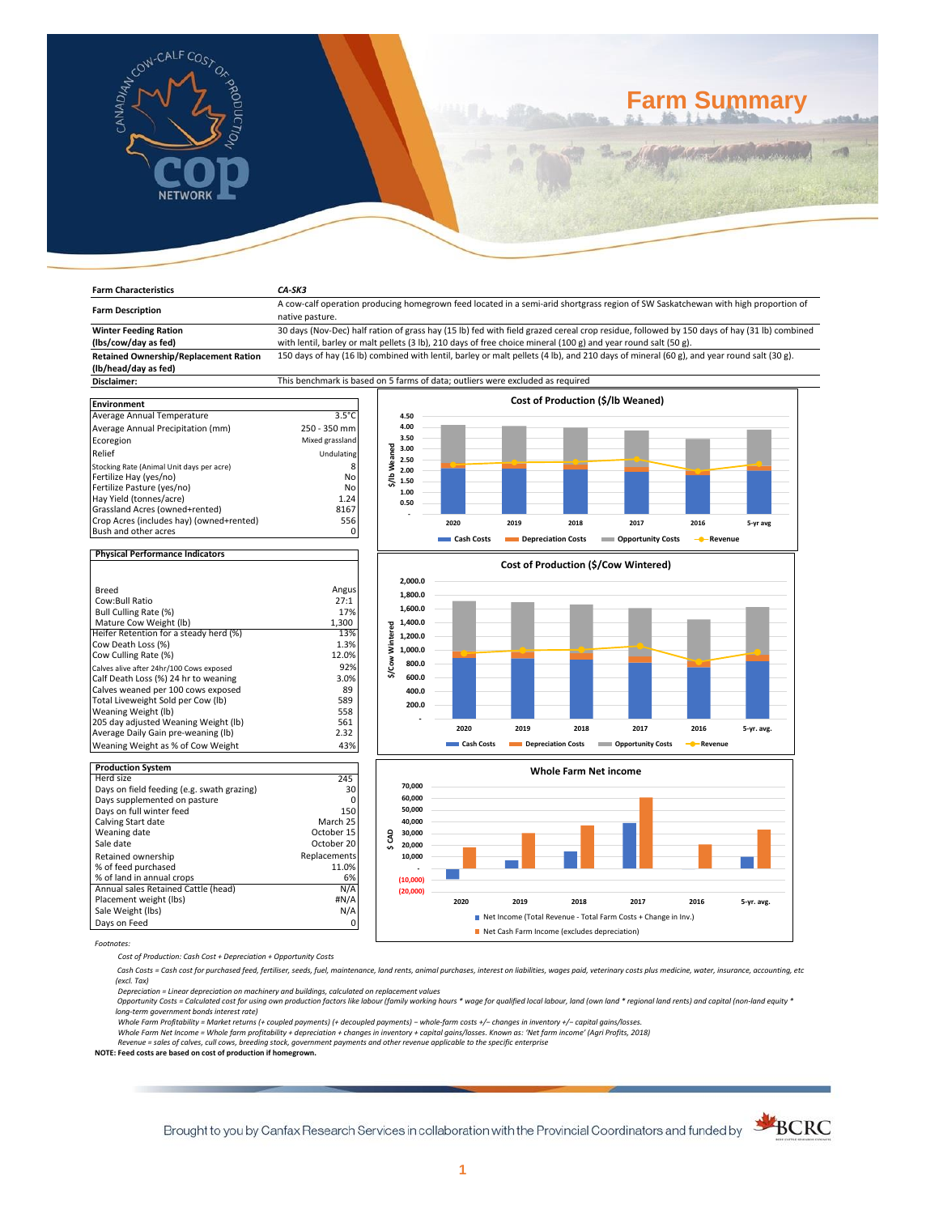# Farm Summary

| Farm Characteristics | CA-SK3 |
|---|---|
| Farm Description | A cow-calf operation producing homegrown feed located in a semi-arid shortgrass region of SW Saskatchewan with high proportion of native pasture. |
| Winter Feeding Ration (lbs/cow/day as fed) | 30 days (Nov-Dec) half ration of grass hay (15 lb) fed with field grazed cereal crop residue, followed by 150 days of hay (31 lb) combined with lentil, barley or malt pellets (3 lb), 210 days of free choice mineral (100 g) and year round salt (50 g). |
| Retained Ownership/Replacement Ration (lb/head/day as fed) | 150 days of hay (16 lb) combined with lentil, barley or malt pellets (4 lb), and 210 days of mineral (60 g), and year round salt (30 g). |
| Disclaimer: | This benchmark is based on 5 farms of data; outliers were excluded as required |

| Environment | |
|---|---|
| Average Annual Temperature | 3.5°C |
| Average Annual Precipitation (mm) | 250 - 350 mm |
| Ecoregion | Mixed grassland |
| Relief | Undulating |
| Stocking Rate (Animal Unit days per acre) | 8 |
| Fertilize Hay (yes/no) | No |
| Fertilize Pasture (yes/no) | No |
| Hay Yield (tonnes/acre) | 1.24 |
| Grassland Acres (owned+rented) | 8167 |
| Crop Acres (includes hay) (owned+rented) | 556 |
| Bush and other acres | 0 |

| Physical Performance Indicators | |
|---|---|
| Breed | Angus |
| Cow:Bull Ratio | 27:1 |
| Bull Culling Rate (%) | 17% |
| Mature Cow Weight (lb) | 1,300 |
| Heifer Retention for a steady herd (%) | 13% |
| Cow Death Loss (%) | 1.3% |
| Cow Culling Rate (%) | 12.0% |
| Calves alive after 24hr/100 Cows exposed | 92% |
| Calf Death Loss (%) 24 hr to weaning | 3.0% |
| Calves weaned per 100 cows exposed | 89 |
| Total Liveweight Sold per Cow (lb) | 589 |
| Weaning Weight (lb) | 558 |
| 205 day adjusted Weaning Weight (lb) | 561 |
| Average Daily Gain pre-weaning (lb) | 2.32 |
| Weaning Weight as % of Cow Weight | 43% |

| Production System | |
|---|---|
| Herd size | 245 |
| Days on field feeding (e.g. swath grazing) | 30 |
| Days supplemented on pasture | 0 |
| Days on full winter feed | 150 |
| Calving Start date | March 25 |
| Weaning date | October 15 |
| Sale date | October 20 |
| Retained ownership | Replacements |
| % of feed purchased | 11.0% |
| % of land in annual crops | 6% |
| Annual sales Retained Cattle (head) | N/A |
| Placement weight (lbs) | #N/A |
| Sale Weight (lbs) | N/A |
| Days on Feed | 0 |

**Cost of Production ($/lb Weaned)** — chart: Cash Costs, Depreciation Costs, Opportunity Costs, Revenue; years 2020, 2019, 2018, 2017, 2016, 5-yr avg.

**Cost of Production ($/Cow Wintered)** — chart: Cash Costs, Depreciation Costs, Opportunity Costs, Revenue; years 2020, 2019, 2018, 2017, 2016, 5-yr. avg.

**Whole Farm Net income** — chart ($ CAD): Net Income (Total Revenue - Total Farm Costs + Change in Inv.); Net Cash Farm Income (excludes depreciation); years 2020, 2019, 2018, 2017, 2016, 5-yr. avg.

*Footnotes:*

*Cost of Production: Cash Cost + Depreciation + Opportunity Costs*

*Cash Costs = Cash cost for purchased feed, fertiliser, seeds, fuel, maintenance, land rents, animal purchases, interest on liabilities, wages paid, veterinary costs plus medicine, water, insurance, accounting, etc (excl. Tax)*

*Depreciation = Linear depreciation on machinery and buildings, calculated on replacement values*

*Opportunity Costs = Calculated cost for using own production factors like labour (family working hours * wage for qualified local labour, land (own land * regional land rents) and capital (non-land equity * long-term government bonds interest rate)*

*Whole Farm Profitability = Market returns (+ coupled payments) (+ decoupled payments) – whole-farm costs +/– changes in inventory +/– capital gains/losses.*

*Whole Farm Net Income = Whole farm profitability + depreciation + changes in inventory + capital gains/losses. Known as: 'Net farm income' (Agri Profits, 2018)*

*Revenue = sales of calves, cull cows, breeding stock, government payments and other revenue applicable to the specific enterprise*

**NOTE: Feed costs are based on cost of production if homegrown.**

Brought to you by Canfax Research Services in collaboration with the Provincial Coordinators and funded by BCRC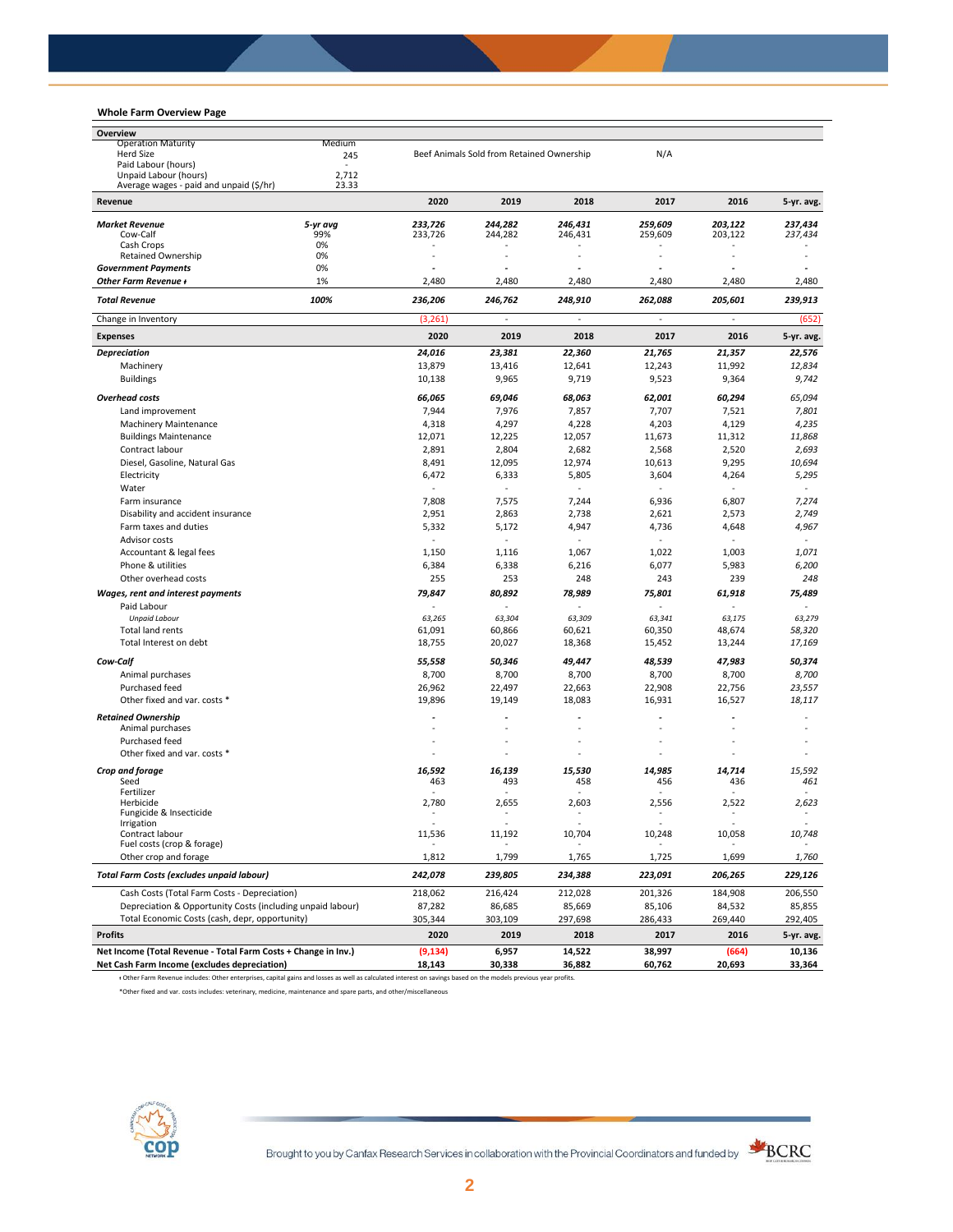## Whole Farm Overview Page

| Overview | | | | | | | |
|---|---|---|---|---|---|---|---|
| Operation Maturity | Medium | | | | | | |
| Herd Size | 245 | Beef Animals Sold from Retained Ownership | | | N/A | | |
| Paid Labour (hours) | - | | | | | | |
| Unpaid Labour (hours) | 2,712 | | | | | | |
| Average wages - paid and unpaid ($/hr) | 23.33 | | | | | | |

| Revenue | | 2020 | 2019 | 2018 | 2017 | 2016 | 5-yr. avg. |
|---|---|---|---|---|---|---|---|
| ***Market Revenue*** | *5-yr avg* | *233,726* | *244,282* | *246,431* | *259,609* | *203,122* | *237,434* |
| Cow-Calf | 99% | 233,726 | 244,282 | 246,431 | 259,609 | 203,122 | *237,434* |
| Cash Crops | 0% | - | - | - | - | - | - |
| Retained Ownership | 0% | - | - | - | - | - | - |
| ***Government Payments*** | 0% | - | - | - | - | - | - |
| ***Other Farm Revenue ♦*** | 1% | 2,480 | 2,480 | 2,480 | 2,480 | 2,480 | 2,480 |
| ***Total Revenue*** | *100%* | ***236,206*** | ***246,762*** | ***248,910*** | ***262,088*** | ***205,601*** | ***239,913*** |
| Change in Inventory | | (3,261) | - | - | - | - | (652) |

| Expenses | 2020 | 2019 | 2018 | 2017 | 2016 | 5-yr. avg. |
|---|---|---|---|---|---|---|
| ***Depreciation*** | *24,016* | *23,381* | *22,360* | *21,765* | *21,357* | *22,576* |
| Machinery | 13,879 | 13,416 | 12,641 | 12,243 | 11,992 | *12,834* |
| Buildings | 10,138 | 9,965 | 9,719 | 9,523 | 9,364 | *9,742* |
| ***Overhead costs*** | *66,065* | *69,046* | *68,063* | *62,001* | *60,294* | *65,094* |
| Land improvement | 7,944 | 7,976 | 7,857 | 7,707 | 7,521 | *7,801* |
| Machinery Maintenance | 4,318 | 4,297 | 4,228 | 4,203 | 4,129 | *4,235* |
| Buildings Maintenance | 12,071 | 12,225 | 12,057 | 11,673 | 11,312 | *11,868* |
| Contract labour | 2,891 | 2,804 | 2,682 | 2,568 | 2,520 | *2,693* |
| Diesel, Gasoline, Natural Gas | 8,491 | 12,095 | 12,974 | 10,613 | 9,295 | *10,694* |
| Electricity | 6,472 | 6,333 | 5,805 | 3,604 | 4,264 | *5,295* |
| Water | - | - | - | - | - | - |
| Farm insurance | 7,808 | 7,575 | 7,244 | 6,936 | 6,807 | *7,274* |
| Disability and accident insurance | 2,951 | 2,863 | 2,738 | 2,621 | 2,573 | *2,749* |
| Farm taxes and duties | 5,332 | 5,172 | 4,947 | 4,736 | 4,648 | *4,967* |
| Advisor costs | - | - | - | - | - | - |
| Accountant & legal fees | 1,150 | 1,116 | 1,067 | 1,022 | 1,003 | *1,071* |
| Phone & utilities | 6,384 | 6,338 | 6,216 | 6,077 | 5,983 | *6,200* |
| Other overhead costs | 255 | 253 | 248 | 243 | 239 | *248* |
| ***Wages, rent and interest payments*** | *79,847* | *80,892* | *78,989* | *75,801* | *61,918* | *75,489* |
| Paid Labour | - | - | - | - | - | - |
| *Unpaid Labour* | *63,265* | *63,304* | *63,309* | *63,341* | *63,175* | *63,279* |
| Total land rents | 61,091 | 60,866 | 60,621 | 60,350 | 48,674 | *58,320* |
| Total Interest on debt | 18,755 | 20,027 | 18,368 | 15,452 | 13,244 | *17,169* |
| ***Cow-Calf*** | *55,558* | *50,346* | *49,447* | *48,539* | *47,983* | *50,374* |
| Animal purchases | 8,700 | 8,700 | 8,700 | 8,700 | 8,700 | *8,700* |
| Purchased feed | 26,962 | 22,497 | 22,663 | 22,908 | 22,756 | *23,557* |
| Other fixed and var. costs * | 19,896 | 19,149 | 18,083 | 16,931 | 16,527 | *18,117* |
| ***Retained Ownership*** | - | - | - | - | - | - |
| Animal purchases | - | - | - | - | - | - |
| Purchased feed | - | - | - | - | - | - |
| Other fixed and var. costs * | - | - | - | - | - | - |
| ***Crop and forage*** | *16,592* | *16,139* | *15,530* | *14,985* | *14,714* | *15,592* |
| Seed | 463 | 493 | 458 | 456 | 436 | *461* |
| Fertilizer | - | - | - | - | - | - |
| Herbicide | 2,780 | 2,655 | 2,603 | 2,556 | 2,522 | *2,623* |
| Fungicide & Insecticide | - | - | - | - | - | - |
| Irrigation | - | - | - | - | - | - |
| Contract labour | 11,536 | 11,192 | 10,704 | 10,248 | 10,058 | *10,748* |
| Fuel costs (crop & forage) | - | - | - | - | - | - |
| Other crop and forage | 1,812 | 1,799 | 1,765 | 1,725 | 1,699 | *1,760* |
| ***Total Farm Costs (excludes unpaid labour)*** | ***242,078*** | ***239,805*** | ***234,388*** | ***223,091*** | ***206,265*** | ***229,126*** |
| Cash Costs (Total Farm Costs - Depreciation) | 218,062 | 216,424 | 212,028 | 201,326 | 184,908 | 206,550 |
| Depreciation & Opportunity Costs (including unpaid labour) | 87,282 | 86,685 | 85,669 | 85,106 | 84,532 | 85,855 |
| Total Economic Costs (cash, depr, opportunity) | 305,344 | 303,109 | 297,698 | 286,433 | 269,440 | 292,405 |

| Profits | 2020 | 2019 | 2018 | 2017 | 2016 | 5-yr. avg. |
|---|---|---|---|---|---|---|
| **Net Income (Total Revenue - Total Farm Costs + Change in Inv.)** | **(9,134)** | **6,957** | **14,522** | **38,997** | **(664)** | **10,136** |
| **Net Cash Farm Income (excludes depreciation)** | **18,143** | **30,338** | **36,882** | **60,762** | **20,693** | **33,364** |

♦ Other Farm Revenue includes: Other enterprises, capital gains and losses as well as calculated interest on savings based on the models previous year profits.

*Other fixed and var. costs includes: veterinary, medicine, maintenance and spare parts, and other/miscellaneous

Brought to you by Canfax Research Services in collaboration with the Provincial Coordinators and funded by BCRC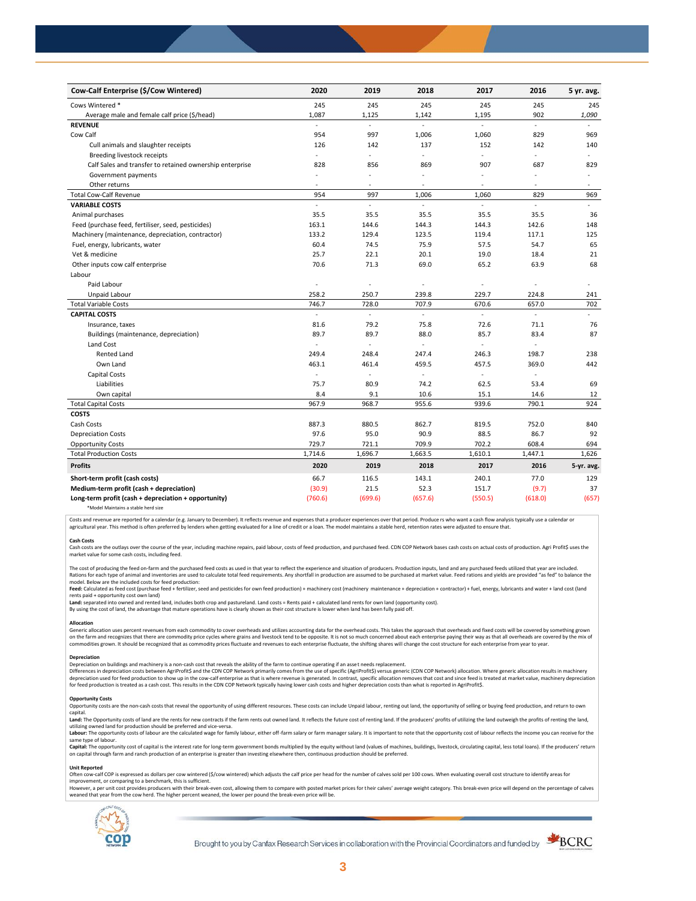| Cow-Calf Enterprise ($/Cow Wintered) | 2020 | 2019 | 2018 | 2017 | 2016 | 5 yr. avg. |
|---|---|---|---|---|---|---|
| Cows Wintered * | 245 | 245 | 245 | 245 | 245 | 245 |
| Average male and female calf price ($/head) | 1,087 | 1,125 | 1,142 | 1,195 | 902 | *1,090* |
| **REVENUE** | - | - | - | - | - | - |
| Cow Calf | 954 | 997 | 1,006 | 1,060 | 829 | 969 |
| Cull animals and slaughter receipts | 126 | 142 | 137 | 152 | 142 | 140 |
| Breeding livestock receipts | - | - | - | - | - | - |
| Calf Sales and transfer to retained ownership enterprise | 828 | 856 | 869 | 907 | 687 | 829 |
| Government payments | - | - | - | - | - | - |
| Other returns | - | - | - | - | - | - |
| Total Cow-Calf Revenue | 954 | 997 | 1,006 | 1,060 | 829 | 969 |
| **VARIABLE COSTS** | - | - | - | - | - | - |
| Animal purchases | 35.5 | 35.5 | 35.5 | 35.5 | 35.5 | 36 |
| Feed (purchase feed, fertiliser, seed, pesticides) | 163.1 | 144.6 | 144.3 | 144.3 | 142.6 | 148 |
| Machinery (maintenance, depreciation, contractor) | 133.2 | 129.4 | 123.5 | 119.4 | 117.1 | 125 |
| Fuel, energy, lubricants, water | 60.4 | 74.5 | 75.9 | 57.5 | 54.7 | 65 |
| Vet & medicine | 25.7 | 22.1 | 20.1 | 19.0 | 18.4 | 21 |
| Other inputs cow calf enterprise | 70.6 | 71.3 | 69.0 | 65.2 | 63.9 | 68 |
| Labour | | | | | | |
| Paid Labour | - | - | - | - | - | - |
| Unpaid Labour | 258.2 | 250.7 | 239.8 | 229.7 | 224.8 | 241 |
| Total Variable Costs | 746.7 | 728.0 | 707.9 | 670.6 | 657.0 | 702 |
| **CAPITAL COSTS** | - | - | - | - | - | - |
| Insurance, taxes | 81.6 | 79.2 | 75.8 | 72.6 | 71.1 | 76 |
| Buildings (maintenance, depreciation) | 89.7 | 89.7 | 88.0 | 85.7 | 83.4 | 87 |
| Land Cost | - | - | - | - | - | |
| Rented Land | 249.4 | 248.4 | 247.4 | 246.3 | 198.7 | 238 |
| Own Land | 463.1 | 461.4 | 459.5 | 457.5 | 369.0 | 442 |
| Capital Costs | - | - | - | - | - | |
| Liabilities | 75.7 | 80.9 | 74.2 | 62.5 | 53.4 | 69 |
| Own capital | 8.4 | 9.1 | 10.6 | 15.1 | 14.6 | 12 |
| Total Capital Costs | 967.9 | 968.7 | 955.6 | 939.6 | 790.1 | 924 |
| **COSTS** | | | | | | |
| Cash Costs | 887.3 | 880.5 | 862.7 | 819.5 | 752.0 | 840 |
| Depreciation Costs | 97.6 | 95.0 | 90.9 | 88.5 | 86.7 | 92 |
| Opportunity Costs | 729.7 | 721.1 | 709.9 | 702.2 | 608.4 | 694 |
| Total Production Costs | 1,714.6 | 1,696.7 | 1,663.5 | 1,610.1 | 1,447.1 | 1,626 |
| **Profits** | **2020** | **2019** | **2018** | **2017** | **2016** | **5-yr. avg.** |
| **Short-term profit (cash costs)** | 66.7 | 116.5 | 143.1 | 240.1 | 77.0 | 129 |
| **Medium-term profit (cash + depreciation)** | (30.9) | 21.5 | 52.3 | 151.7 | (9.7) | 37 |
| **Long-term profit (cash + depreciation + opportunity)** | (760.6) | (699.6) | (657.6) | (550.5) | (618.0) | (657) |

*Model Maintains a stable herd size

Costs and revenue are reported for a calendar (e.g. January to December). It reflects revenue and expenses that a producer experiences over that period. Produce rs who want a cash flow analysis typically use a calendar or agricultural year. This method is often preferred by lenders when getting evaluated for a line of credit or a loan. The model maintains a stable herd, retention rates were adjusted to ensure that.

**Cash Costs**
Cash costs are the outlays over the course of the year, including machine repairs, paid labour, costs of feed production, and purchased feed. CDN COP Network bases cash costs on actual costs of production. Agri Profit$ uses the market value for some cash costs, including feed.

The cost of producing the feed on-farm and the purchased feed costs as used in that year to reflect the experience and situation of producers. Production inputs, land and any purchased feeds utilized that year are included. Rations for each type of animal and inventories are used to calculate total feed requirements. Any shortfall in production are assumed to be purchased at market value. Feed rations and yields are provided "as fed" to balance the model. Below are the included costs for feed production:
**Feed:** Calculated as feed cost (purchase feed + fertilizer, seed and pesticides for own feed production) + machinery cost (machinery maintenance + depreciation + contractor) + fuel, energy, lubricants and water + land cost (land rents paid + opportunity cost own land)
**Land:** separated into owned and rented land, includes both crop and pastureland. Land costs = Rents paid + calculated land rents for own land (opportunity cost).
By using the cost of land, the advantage that mature operations have is clearly shown as their cost structure is lower when land has been fully paid off.

**Allocation**
Generic allocation uses percent revenues from each commodity to cover overheads and utilizes accounting data for the overhead costs. This takes the approach that overheads and fixed costs will be covered by something grown on the farm and recognizes that there are commodity price cycles where grains and livestock tend to be opposite. It is not so much concerned about each enterprise paying their way as that all overheads are covered by the mix of commodities grown. It should be recognized that as commodity prices fluctuate and revenues to each enterprise fluctuate, the shifting shares will change the cost structure for each enterprise from year to year.

**Depreciation**
Depreciation on buildings and machinery is a non-cash cost that reveals the ability of the farm to continue operating if an asse t needs replacement.
Differences in depreciation costs between AgriProfit$ and the CDN COP Network primarily comes from the use of specific (AgriProfit$) versus generic (CDN COP Network) allocation. Where generic allocation results in machinery depreciation used for feed production to show up in the cow-calf enterprise as that is where revenue is generated. In contrast, specific allocation removes that cost and since feed is treated at market value, machinery depreciation for feed production is treated as a cash cost. This results in the CDN COP Network typically having lower cash costs and higher depreciation costs than what is reported in AgriProfit$.

**Opportunity Costs**
Opportunity costs are the non-cash costs that reveal the opportunity of using different resources. These costs can include Unpaid labour, renting out land, the opportunity of selling or buying feed production, and return to own capital.
**Land:** The Opportunity costs of land are the rents for new contracts if the farm rents out owned land. It reflects the future cost of renting land. If the producers' profits of utilizing the land outweigh the profits of renting the land, utilizing owned land for production should be preferred and vice-versa.
**Labour:** The opportunity costs of labour are the calculated wage for family labour, either off-farm salary or farm manager salary. It is important to note that the opportunity cost of labour reflects the income you can receive for the same type of labour.
**Capital:** The opportunity cost of capital is the interest rate for long-term government bonds multiplied by the equity without land (values of machines, buildings, livestock, circulating capital, less total loans). If the producers' return on capital through farm and ranch production of an enterprise is greater than investing elsewhere then, continuous production should be preferred.

**Unit Reported**
Often cow-calf COP is expressed as dollars per cow wintered ($/cow wintered) which adjusts the calf price per head for the number of calves sold per 100 cows. When evaluating overall cost structure to identify areas for improvement, or comparing to a benchmark, this is sufficient.
However, a per unit cost provides producers with their break-even cost, allowing them to compare with posted market prices for t heir calves' average weight category. This break-even price will depend on the percentage of calves weaned that year from the cow herd. The higher percent weaned, the lower per pound the break-even price will be.

Brought to you by Canfax Research Services in collaboration with the Provincial Coordinators and funded by BCRC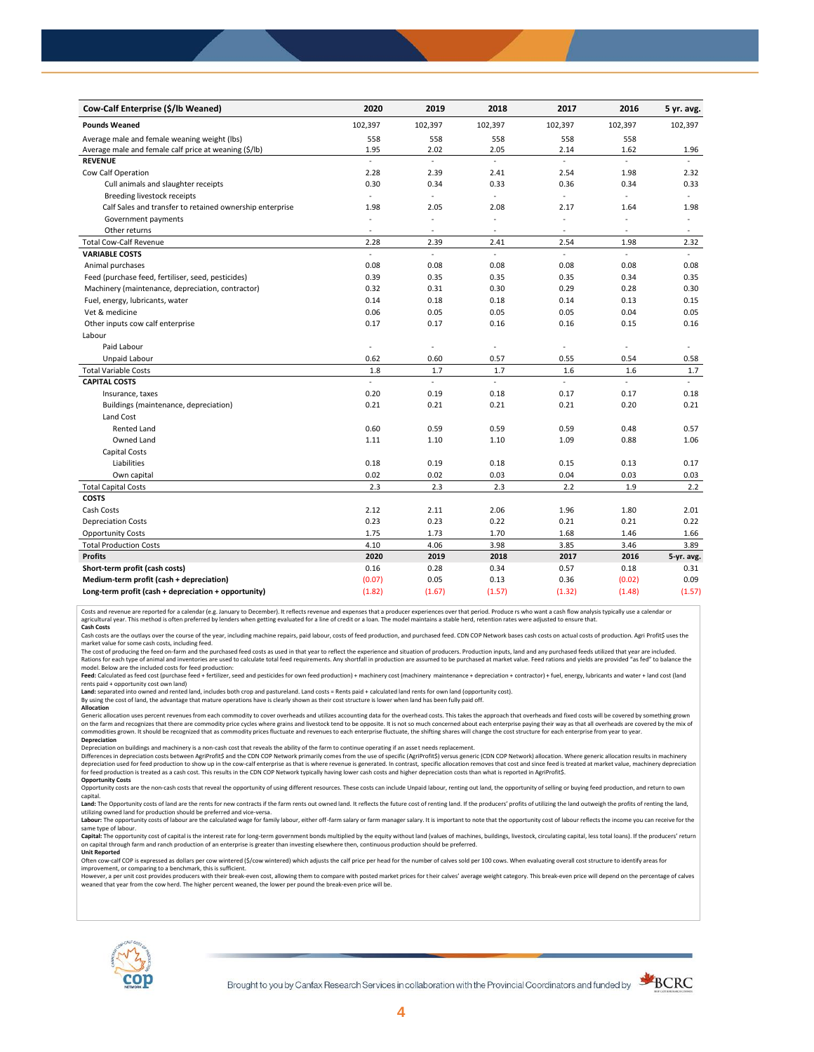| Cow-Calf Enterprise ($/lb Weaned) | 2020 | 2019 | 2018 | 2017 | 2016 | 5 yr. avg. |
|---|---|---|---|---|---|---|
| **Pounds Weaned** | 102,397 | 102,397 | 102,397 | 102,397 | 102,397 | 102,397 |
| Average male and female weaning weight (lbs) | 558 | 558 | 558 | 558 | 558 | |
| Average male and female calf price at weaning ($/lb) | 1.95 | 2.02 | 2.05 | 2.14 | 1.62 | 1.96 |
| **REVENUE** | - | - | - | - | - | - |
| Cow Calf Operation | 2.28 | 2.39 | 2.41 | 2.54 | 1.98 | 2.32 |
| Cull animals and slaughter receipts | 0.30 | 0.34 | 0.33 | 0.36 | 0.34 | 0.33 |
| Breeding livestock receipts | - | - | - | - | - | - |
| Calf Sales and transfer to retained ownership enterprise | 1.98 | 2.05 | 2.08 | 2.17 | 1.64 | 1.98 |
| Government payments | - | - | - | - | - | - |
| Other returns | - | - | - | - | - | - |
| Total Cow-Calf Revenue | 2.28 | 2.39 | 2.41 | 2.54 | 1.98 | 2.32 |
| **VARIABLE COSTS** | - | - | - | - | - | - |
| Animal purchases | 0.08 | 0.08 | 0.08 | 0.08 | 0.08 | 0.08 |
| Feed (purchase feed, fertiliser, seed, pesticides) | 0.39 | 0.35 | 0.35 | 0.35 | 0.34 | 0.35 |
| Machinery (maintenance, depreciation, contractor) | 0.32 | 0.31 | 0.30 | 0.29 | 0.28 | 0.30 |
| Fuel, energy, lubricants, water | 0.14 | 0.18 | 0.18 | 0.14 | 0.13 | 0.15 |
| Vet & medicine | 0.06 | 0.05 | 0.05 | 0.05 | 0.04 | 0.05 |
| Other inputs cow calf enterprise | 0.17 | 0.17 | 0.16 | 0.16 | 0.15 | 0.16 |
| Labour | | | | | | |
| Paid Labour | - | - | - | - | - | - |
| Unpaid Labour | 0.62 | 0.60 | 0.57 | 0.55 | 0.54 | 0.58 |
| Total Variable Costs | 1.8 | 1.7 | 1.7 | 1.6 | 1.6 | 1.7 |
| **CAPITAL COSTS** | - | - | - | - | - | - |
| Insurance, taxes | 0.20 | 0.19 | 0.18 | 0.17 | 0.17 | 0.18 |
| Buildings (maintenance, depreciation) | 0.21 | 0.21 | 0.21 | 0.21 | 0.20 | 0.21 |
| Land Cost | | | | | | |
| Rented Land | 0.60 | 0.59 | 0.59 | 0.59 | 0.48 | 0.57 |
| Owned Land | 1.11 | 1.10 | 1.10 | 1.09 | 0.88 | 1.06 |
| Capital Costs | | | | | | |
| Liabilities | 0.18 | 0.19 | 0.18 | 0.15 | 0.13 | 0.17 |
| Own capital | 0.02 | 0.02 | 0.03 | 0.04 | 0.03 | 0.03 |
| Total Capital Costs | 2.3 | 2.3 | 2.3 | 2.2 | 1.9 | 2.2 |
| **COSTS** | | | | | | |
| Cash Costs | 2.12 | 2.11 | 2.06 | 1.96 | 1.80 | 2.01 |
| Depreciation Costs | 0.23 | 0.23 | 0.22 | 0.21 | 0.21 | 0.22 |
| Opportunity Costs | 1.75 | 1.73 | 1.70 | 1.68 | 1.46 | 1.66 |
| Total Production Costs | 4.10 | 4.06 | 3.98 | 3.85 | 3.46 | 3.89 |
| **Profits** | **2020** | **2019** | **2018** | **2017** | **2016** | **5-yr. avg.** |
| **Short-term profit (cash costs)** | 0.16 | 0.28 | 0.34 | 0.57 | 0.18 | 0.31 |
| **Medium-term profit (cash + depreciation)** | (0.07) | 0.05 | 0.13 | 0.36 | (0.02) | 0.09 |
| **Long-term profit (cash + depreciation + opportunity)** | (1.82) | (1.67) | (1.57) | (1.32) | (1.48) | (1.57) |

Costs and revenue are reported for a calendar (e.g. January to December). It reflects revenue and expenses that a producer experiences over that period. Produce rs who want a cash flow analysis typically use a calendar or agricultural year. This method is often preferred by lenders when getting evaluated for a line of credit or a loan. The model maintains a stable herd, retention rates were adjusted to ensure that.

**Cash Costs**

Cash costs are the outlays over the course of the year, including machine repairs, paid labour, costs of feed production, and purchased feed. CDN COP Network bases cash costs on actual costs of production. Agri Profit$ uses the market value for some cash costs, including feed.

The cost of producing the feed on-farm and the purchased feed costs as used in that year to reflect the experience and situation of producers. Production inputs, land and any purchased feeds utilized that year are included. Rations for each type of animal and inventories are used to calculate total feed requirements. Any shortfall in production are assumed to be purchased at market value. Feed rations and yields are provided "as fed" to balance the model. Below are the included costs for feed production:

**Feed:** Calculated as feed cost (purchase feed + fertilizer, seed and pesticides for own feed production) + machinery cost (machinery maintenance + depreciation + contractor) + fuel, energy, lubricants and water + land cost (land rents paid + opportunity cost own land)

**Land:** separated into owned and rented land, includes both crop and pastureland. Land costs = Rents paid + calculated land rents for own land (opportunity cost).

By using the cost of land, the advantage that mature operations have is clearly shown as their cost structure is lower when land has been fully paid off.

**Allocation**

Generic allocation uses percent revenues from each commodity to cover overheads and utilizes accounting data for the overhead costs. This takes the approach that overheads and fixed costs will be covered by something grown on the farm and recognizes that there are commodity price cycles where grains and livestock tend to be opposite. It is not so much concerned about each enterprise paying their way as that all overheads are covered by the mix of commodities grown. It should be recognized that as commodity prices fluctuate and revenues to each enterprise fluctuate, the shifting shares will change the cost structure for each enterprise from year to year.

**Depreciation**

Depreciation on buildings and machinery is a non-cash cost that reveals the ability of the farm to continue operating if an asset needs replacement.

Differences in depreciation costs between AgriProfit$ and the CDN COP Network primarily comes from the use of specific (AgriProfit$) versus generic (CDN COP Network) allocation. Where generic allocation results in machinery depreciation used for feed production to show up in the cow-calf enterprise as that is where revenue is generated. In contrast, specific allocation removes that cost and since feed is treated at market value, machinery depreciation for feed production is treated as a cash cost. This results in the CDN COP Network typically having lower cash costs and higher depreciation costs than what is reported in AgriProfit$.

**Opportunity Costs**

Opportunity costs are the non-cash costs that reveal the opportunity of using different resources. These costs can include Unpaid labour, renting out land, the opportunity of selling or buying feed production, and return to own capital.

**Land:** The Opportunity costs of land are the rents for new contracts if the farm rents out owned land. It reflects the future cost of renting land. If the producers' profits of utilizing the land outweigh the profits of renting the land, utilizing owned land for production should be preferred and vice-versa.

**Labour:** The opportunity costs of labour are the calculated wage for family labour, either off-farm salary or farm manager salary. It is important to note that the opportunity cost of labour reflects the income you can receive for the same type of labour.

**Capital:** The opportunity cost of capital is the interest rate for long-term government bonds multiplied by the equity without land (values of machines, buildings, livestock, circulating capital, less total loans). If the producers' return on capital through farm and ranch production of an enterprise is greater than investing elsewhere then, continuous production should be preferred.

**Unit Reported**

Often cow-calf COP is expressed as dollars per cow wintered ($/cow wintered) which adjusts the calf price per head for the number of calves sold per 100 cows. When evaluating overall cost structure to identify areas for improvement, or comparing to a benchmark, this is sufficient.

However, a per unit cost provides producers with their break-even cost, allowing them to compare with posted market prices for their calves' average weight category. This break-even price will depend on the percentage of calves weaned that year from the cow herd. The higher percent weaned, the lower per pound the break-even price will be.

Brought to you by Canfax Research Services in collaboration with the Provincial Coordinators and funded by BCRC